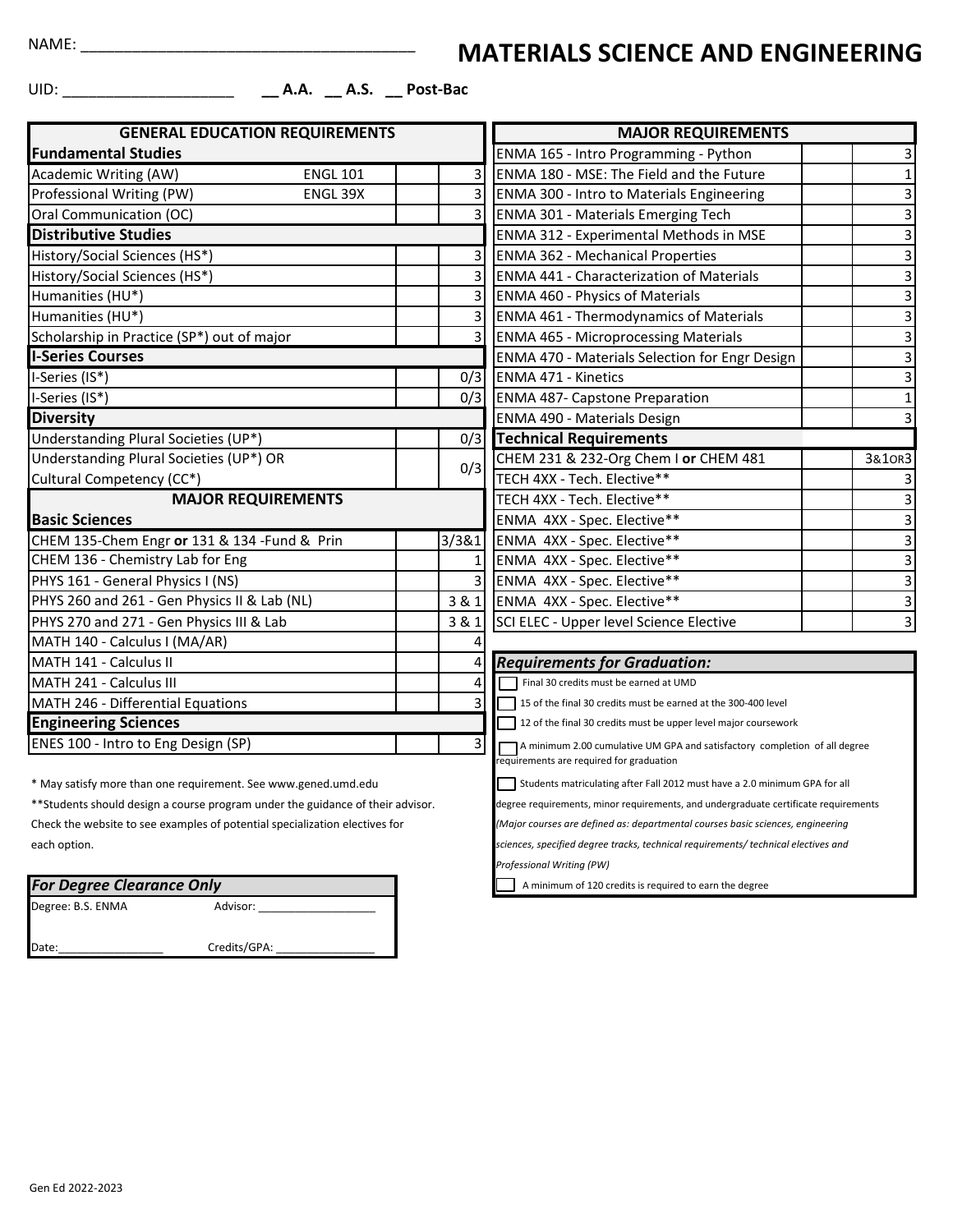NAME: ________________________________________

# MATERIALS SCIENCE AND ENGINEERING

UID: ____________________  __ A.A.  __ A.S.  __ Post-Bac

| GENERAL EDUCATION REQUIREMENTS | | | |
|---|---|---|---|
| **Fundamental Studies** | | | |
| Academic Writing (AW) | ENGL 101 | | 3 |
| Professional Writing (PW) | ENGL 39X | | 3 |
| Oral Communication (OC) | | | 3 |
| **Distributive Studies** | | | |
| History/Social Sciences (HS*) | | | 3 |
| History/Social Sciences (HS*) | | | 3 |
| Humanities (HU*) | | | 3 |
| Humanities (HU*) | | | 3 |
| Scholarship in Practice (SP*) out of major | | | 3 |
| **I-Series Courses** | | | |
| I-Series (IS*) | | | 0/3 |
| I-Series (IS*) | | | 0/3 |
| **Diversity** | | | |
| Understanding Plural Societies (UP*) | | | 0/3 |
| Understanding Plural Societies (UP*) OR Cultural Competency (CC*) | | | 0/3 |
| **MAJOR REQUIREMENTS** | | | |
| **Basic Sciences** | | | |
| CHEM 135-Chem Engr **or** 131 & 134 -Fund & Prin | | | 3/3&1 |
| CHEM 136 - Chemistry Lab for Eng | | | 1 |
| PHYS 161 - General Physics I (NS) | | | 3 |
| PHYS 260 and 261 - Gen Physics II & Lab (NL) | | | 3 & 1 |
| PHYS 270 and 271 - Gen Physics III & Lab | | | 3 & 1 |
| MATH 140 - Calculus I (MA/AR) | | | 4 |
| MATH 141 - Calculus II | | | 4 |
| MATH 241 - Calculus III | | | 4 |
| MATH 246 - Differential Equations | | | 3 |
| **Engineering Sciences** | | | |
| ENES 100 - Intro to Eng Design (SP) | | | 3 |

\* May satisfy more than one requirement. See www.gened.umd.edu

**Students should design a course program under the guidance of their advisor. Check the website to see examples of potential specialization electives for each option.

| MAJOR REQUIREMENTS | | |
|---|---|---|
| ENMA 165 - Intro Programming - Python | | 3 |
| ENMA 180 - MSE: The Field and the Future | | 1 |
| ENMA 300 - Intro to Materials Engineering | | 3 |
| ENMA 301 - Materials Emerging Tech | | 3 |
| ENMA 312 - Experimental Methods in MSE | | 3 |
| ENMA 362 - Mechanical Properties | | 3 |
| ENMA 441 - Characterization of Materials | | 3 |
| ENMA 460 - Physics of Materials | | 3 |
| ENMA 461 - Thermodynamics of Materials | | 3 |
| ENMA 465 - Microprocessing Materials | | 3 |
| ENMA 470 - Materials Selection for Engr Design | | 3 |
| ENMA 471 - Kinetics | | 3 |
| ENMA 487- Capstone Preparation | | 1 |
| ENMA 490 - Materials Design | | 3 |
| **Technical Requirements** | | |
| CHEM 231 & 232-Org Chem I **or** CHEM 481 | | 3&1 OR 3 |
| TECH 4XX - Tech. Elective** | | 3 |
| TECH 4XX - Tech. Elective** | | 3 |
| ENMA 4XX - Spec. Elective** | | 3 |
| ENMA 4XX - Spec. Elective** | | 3 |
| ENMA 4XX - Spec. Elective** | | 3 |
| ENMA 4XX - Spec. Elective** | | 3 |
| SCI ELEC - Upper level Science Elective | | 3 |

***Requirements for Graduation:***

- ☐ Final 30 credits must be earned at UMD
- ☐ 15 of the final 30 credits must be earned at the 300-400 level
- ☐ 12 of the final 30 credits must be upper level major coursework
- ☐ A minimum 2.00 cumulative UM GPA and satisfactory completion of all degree requirements are required for graduation
- ☐ Students matriculating after Fall 2012 must have a 2.0 minimum GPA for all degree requirements, minor requirements, and undergraduate certificate requirements *(Major courses are defined as: departmental courses basic sciences, engineering sciences, specified degree tracks, technical requirements/ technical electives and Professional Writing (PW)*
- ☐ A minimum of 120 credits is required to earn the degree

| *For Degree Clearance Only* | |
|---|---|
| Degree: B.S. ENMA | Advisor: ___________________ |
| Date:________________ | Credits/GPA: ________________ |

Gen Ed 2022-2023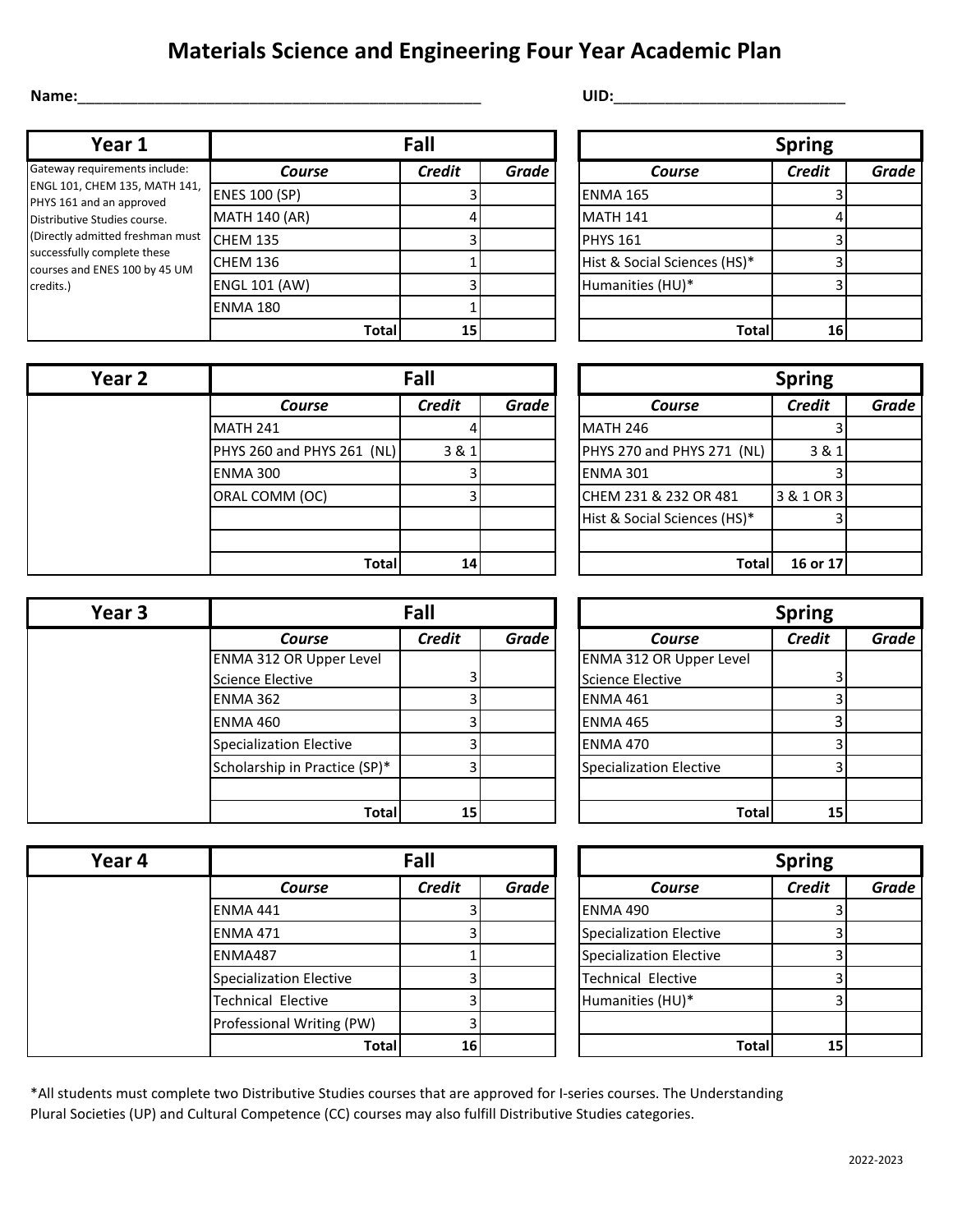# Materials Science and Engineering Four Year Academic Plan

**Name:**\_\_\_\_\_\_\_\_\_\_\_\_\_\_\_\_\_\_\_\_\_\_\_\_\_\_\_\_\_\_\_\_\_\_\_\_\_\_\_\_\_\_\_\_\_\_\_\_ **UID:**\_\_\_\_\_\_\_\_\_\_\_\_\_\_\_\_\_\_\_\_\_\_\_\_\_\_\_\_

## Year 1

Gateway requirements include: ENGL 101, CHEM 135, MATH 141, PHYS 161 and an approved Distributive Studies course. (Directly admitted freshman must successfully complete these courses and ENES 100 by 45 UM credits.)

| Fall Course | Credit | Grade | Spring Course | Credit | Grade |
|---|---|---|---|---|---|
| ENES 100 (SP) | 3 | | ENMA 165 | 3 | |
| MATH 140 (AR) | 4 | | MATH 141 | 4 | |
| CHEM 135 | 3 | | PHYS 161 | 3 | |
| CHEM 136 | 1 | | Hist & Social Sciences (HS)* | 3 | |
| ENGL 101 (AW) | 3 | | Humanities (HU)* | 3 | |
| ENMA 180 | 1 | | | | |
| **Total** | **15** | | **Total** | **16** | |

## Year 2

| Fall Course | Credit | Grade | Spring Course | Credit | Grade |
|---|---|---|---|---|---|
| MATH 241 | 4 | | MATH 246 | 3 | |
| PHYS 260 and PHYS 261 (NL) | 3 & 1 | | PHYS 270 and PHYS 271 (NL) | 3 & 1 | |
| ENMA 300 | 3 | | ENMA 301 | 3 | |
| ORAL COMM (OC) | 3 | | CHEM 231 & 232 OR 481 | 3 & 1 OR 3 | |
| | | | Hist & Social Sciences (HS)* | 3 | |
| | | | | | |
| **Total** | **14** | | **Total** | **16 or 17** | |

## Year 3

| Fall Course | Credit | Grade | Spring Course | Credit | Grade |
|---|---|---|---|---|---|
| ENMA 312 OR Upper Level Science Elective | 3 | | ENMA 312 OR Upper Level Science Elective | 3 | |
| ENMA 362 | 3 | | ENMA 461 | 3 | |
| ENMA 460 | 3 | | ENMA 465 | 3 | |
| Specialization Elective | 3 | | ENMA 470 | 3 | |
| Scholarship in Practice (SP)* | 3 | | Specialization Elective | 3 | |
| | | | | | |
| **Total** | **15** | | **Total** | **15** | |

## Year 4

| Fall Course | Credit | Grade | Spring Course | Credit | Grade |
|---|---|---|---|---|---|
| ENMA 441 | 3 | | ENMA 490 | 3 | |
| ENMA 471 | 3 | | Specialization Elective | 3 | |
| ENMA487 | 1 | | Specialization Elective | 3 | |
| Specialization Elective | 3 | | Technical Elective | 3 | |
| Technical Elective | 3 | | Humanities (HU)* | 3 | |
| Professional Writing (PW) | 3 | | | | |
| **Total** | **16** | | **Total** | **15** | |

*All students must complete two Distributive Studies courses that are approved for I-series courses. The Understanding Plural Societies (UP) and Cultural Competence (CC) courses may also fulfill Distributive Studies categories.

2022-2023